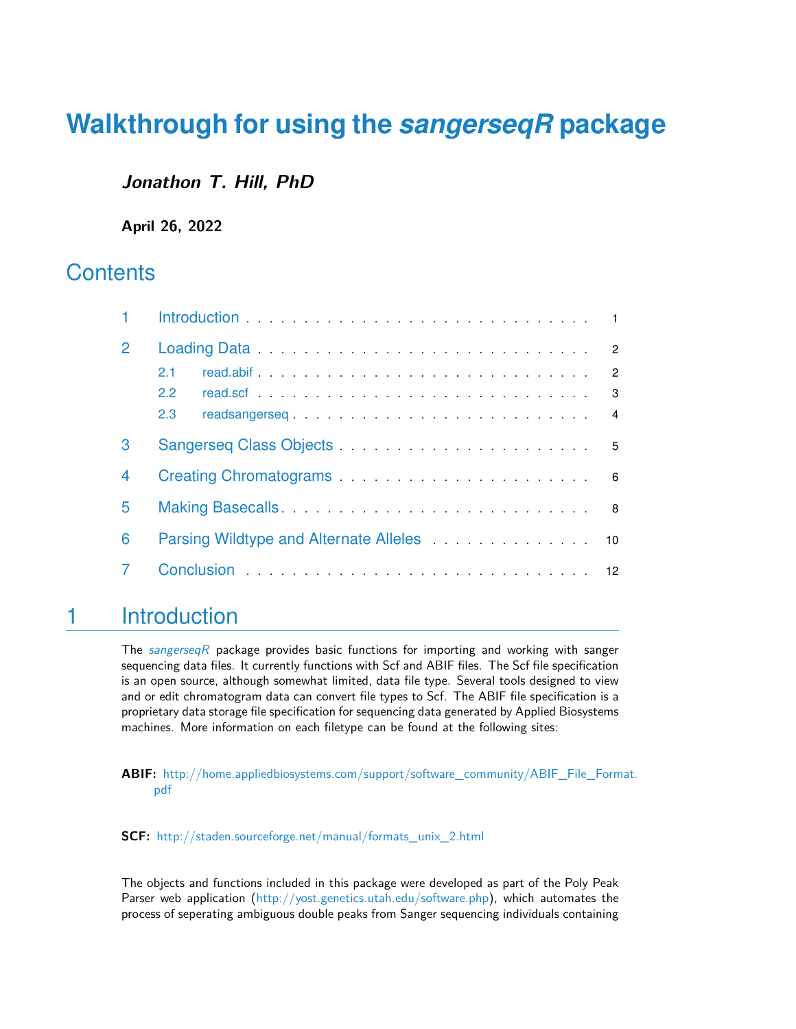# Walkthrough for using the *sangerseqR* package

***Jonathon T. Hill, PhD***

**April 26, 2022**

## Contents

1 Introduction . . . . . . . . . . . . . . . . . . . . . . . . . . . . 1

2 Loading Data . . . . . . . . . . . . . . . . . . . . . . . . . . . . 2

  2.1 read.abif . . . . . . . . . . . . . . . . . . . . . . . . . . 2

  2.2 read.scf . . . . . . . . . . . . . . . . . . . . . . . . . . 3

  2.3 readsangerseq . . . . . . . . . . . . . . . . . . . . . . . 4

3 Sangerseq Class Objects . . . . . . . . . . . . . . . . . . . . . 5

4 Creating Chromatograms . . . . . . . . . . . . . . . . . . . . . 6

5 Making Basecalls. . . . . . . . . . . . . . . . . . . . . . . . . . 8

6 Parsing Wildtype and Alternate Alleles . . . . . . . . . . . . . . 10

7 Conclusion . . . . . . . . . . . . . . . . . . . . . . . . . . . . 12

## 1 Introduction

The *sangerseqR* package provides basic functions for importing and working with sanger sequencing data files. It currently functions with Scf and ABIF files. The Scf file specification is an open source, although somewhat limited, data file type. Several tools designed to view and or edit chromatogram data can convert file types to Scf. The ABIF file specification is a proprietary data storage file specification for sequencing data generated by Applied Biosystems machines. More information on each filetype can be found at the following sites:

**ABIF:** http://home.appliedbiosystems.com/support/software_community/ABIF_File_Format.pdf

**SCF:** http://staden.sourceforge.net/manual/formats_unix_2.html

The objects and functions included in this package were developed as part of the Poly Peak Parser web application (http://yost.genetics.utah.edu/software.php), which automates the process of seperating ambiguous double peaks from Sanger sequencing individuals containing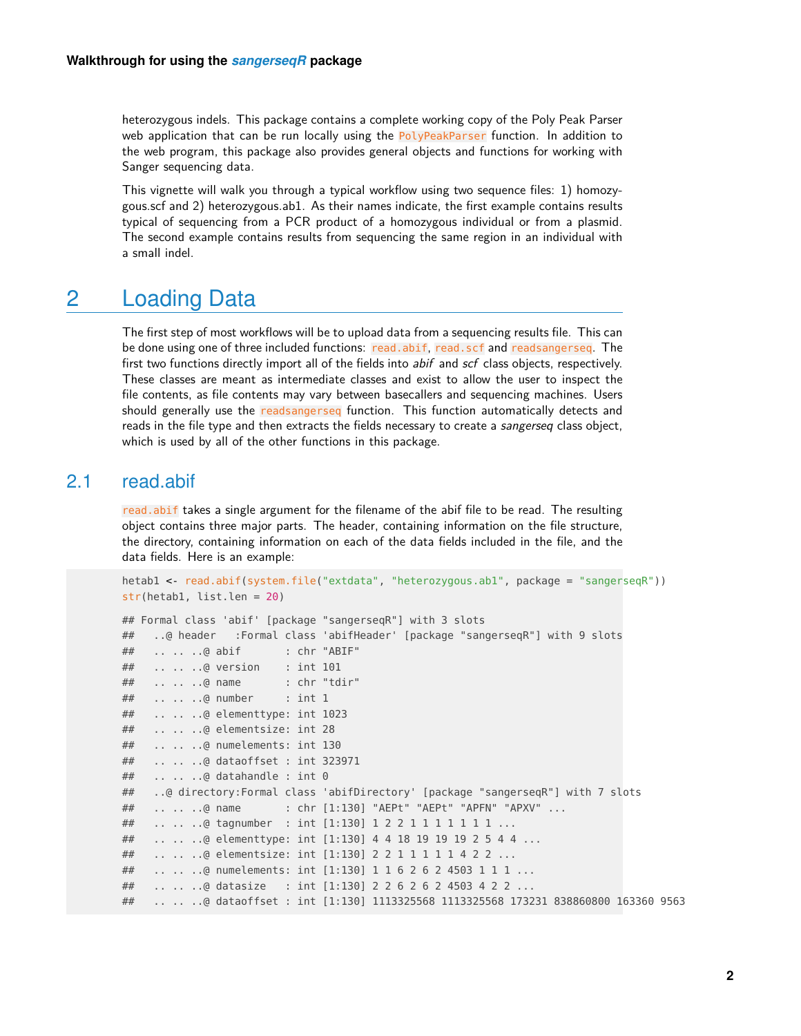heterozygous indels. This package contains a complete working copy of the Poly Peak Parser web application that can be run locally using the `PolyPeakParser` function. In addition to the web program, this package also provides general objects and functions for working with Sanger sequencing data.

This vignette will walk you through a typical workflow using two sequence files: 1) homozygous.scf and 2) heterozygous.ab1. As their names indicate, the first example contains results typical of sequencing from a PCR product of a homozygous individual or from a plasmid. The second example contains results from sequencing the same region in an individual with a small indel.

# 2 Loading Data

The first step of most workflows will be to upload data from a sequencing results file. This can be done using one of three included functions: `read.abif`, `read.scf` and `readsangerseq`. The first two functions directly import all of the fields into *abif* and *scf* class objects, respectively. These classes are meant as intermediate classes and exist to allow the user to inspect the file contents, as file contents may vary between basecallers and sequencing machines. Users should generally use the `readsangerseq` function. This function automatically detects and reads in the file type and then extracts the fields necessary to create a *sangerseq* class object, which is used by all of the other functions in this package.

## 2.1 read.abif

`read.abif` takes a single argument for the filename of the abif file to be read. The resulting object contains three major parts. The header, containing information on the file structure, the directory, containing information on each of the data fields included in the file, and the data fields. Here is an example:

```
hetab1 <- read.abif(system.file("extdata", "heterozygous.ab1", package = "sangerseqR"))
str(hetab1, list.len = 20)

## Formal class 'abif' [package "sangerseqR"] with 3 slots
##   ..@ header   :Formal class 'abifHeader' [package "sangerseqR"] with 9 slots
##   .. .. ..@ abif       : chr "ABIF"
##   .. .. ..@ version    : int 101
##   .. .. ..@ name       : chr "tdir"
##   .. .. ..@ number     : int 1
##   .. .. ..@ elementtype: int 1023
##   .. .. ..@ elementsize: int 28
##   .. .. ..@ numelements: int 130
##   .. .. ..@ dataoffset : int 323971
##   .. .. ..@ datahandle : int 0
##   ..@ directory:Formal class 'abifDirectory' [package "sangerseqR"] with 7 slots
##   .. .. ..@ name       : chr [1:130] "AEPt" "AEPt" "APFN" "APXV" ...
##   .. .. ..@ tagnumber  : int [1:130] 1 2 2 1 1 1 1 1 1 1 ...
##   .. .. ..@ elementtype: int [1:130] 4 4 18 19 19 19 2 5 4 4 ...
##   .. .. ..@ elementsize: int [1:130] 2 2 1 1 1 1 1 4 2 2 ...
##   .. .. ..@ numelements: int [1:130] 1 1 6 2 6 2 4503 1 1 1 ...
##   .. .. ..@ datasize   : int [1:130] 2 2 6 2 6 2 4503 4 2 2 ...
##   .. .. ..@ dataoffset : int [1:130] 1113325568 1113325568 173231 838860800 163360 9563
```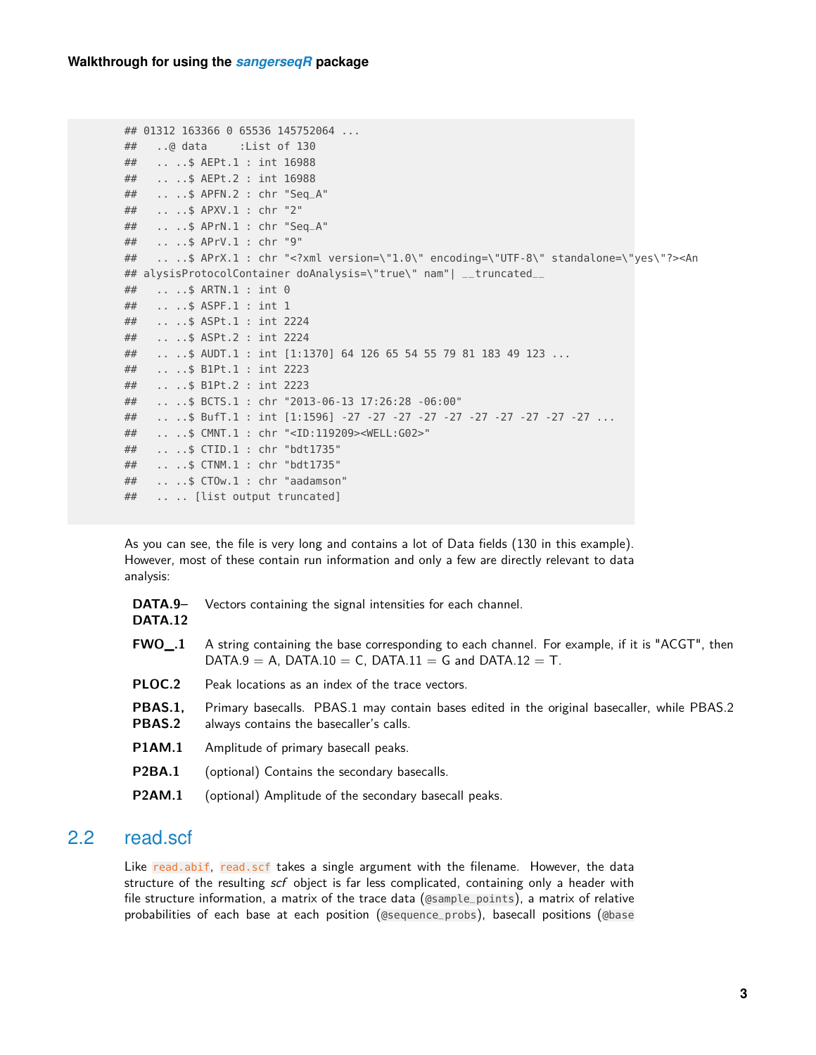```
## 01312 163366 0 65536 145752064 ...
##   ..@ data     :List of 130
##   .. ..$ AEPt.1 : int 16988
##   .. ..$ AEPt.2 : int 16988
##   .. ..$ APFN.2 : chr "Seq_A"
##   .. ..$ APXV.1 : chr "2"
##   .. ..$ APrN.1 : chr "Seq_A"
##   .. ..$ APrV.1 : chr "9"
##   .. ..$ APrX.1 : chr "<?xml version=\"1.0\" encoding=\"UTF-8\" standalone=\"yes\"?><An
## alysisProtocolContainer doAnalysis=\"true\" nam"| __truncated__
##   .. ..$ ARTN.1 : int 0
##   .. ..$ ASPF.1 : int 1
##   .. ..$ ASPt.1 : int 2224
##   .. ..$ ASPt.2 : int 2224
##   .. ..$ AUDT.1 : int [1:1370] 64 126 65 54 55 79 81 183 49 123 ...
##   .. ..$ B1Pt.1 : int 2223
##   .. ..$ B1Pt.2 : int 2223
##   .. ..$ BCTS.1 : chr "2013-06-13 17:26:28 -06:00"
##   .. ..$ BufT.1 : int [1:1596] -27 -27 -27 -27 -27 -27 -27 -27 -27 -27 ...
##   .. ..$ CMNT.1 : chr "<ID:119209><WELL:G02>"
##   .. ..$ CTID.1 : chr "bdt1735"
##   .. ..$ CTNM.1 : chr "bdt1735"
##   .. ..$ CTOw.1 : chr "aadamson"
##   .. .. [list output truncated]
```

As you can see, the file is very long and contains a lot of Data fields (130 in this example). However, most of these contain run information and only a few are directly relevant to data analysis:

**DATA.9–DATA.12** Vectors containing the signal intensities for each channel.

**FWO_.1** A string containing the base corresponding to each channel. For example, if it is "ACGT", then DATA.9 = A, DATA.10 = C, DATA.11 = G and DATA.12 = T.

**PLOC.2** Peak locations as an index of the trace vectors.

**PBAS.1, PBAS.2** Primary basecalls. PBAS.1 may contain bases edited in the original basecaller, while PBAS.2 always contains the basecaller's calls.

**P1AM.1** Amplitude of primary basecall peaks.

**P2BA.1** (optional) Contains the secondary basecalls.

**P2AM.1** (optional) Amplitude of the secondary basecall peaks.

## 2.2 read.scf

Like `read.abif`, `read.scf` takes a single argument with the filename. However, the data structure of the resulting *scf* object is far less complicated, containing only a header with file structure information, a matrix of the trace data (`@sample_points`), a matrix of relative probabilities of each base at each position (`@sequence_probs`), basecall positions (`@base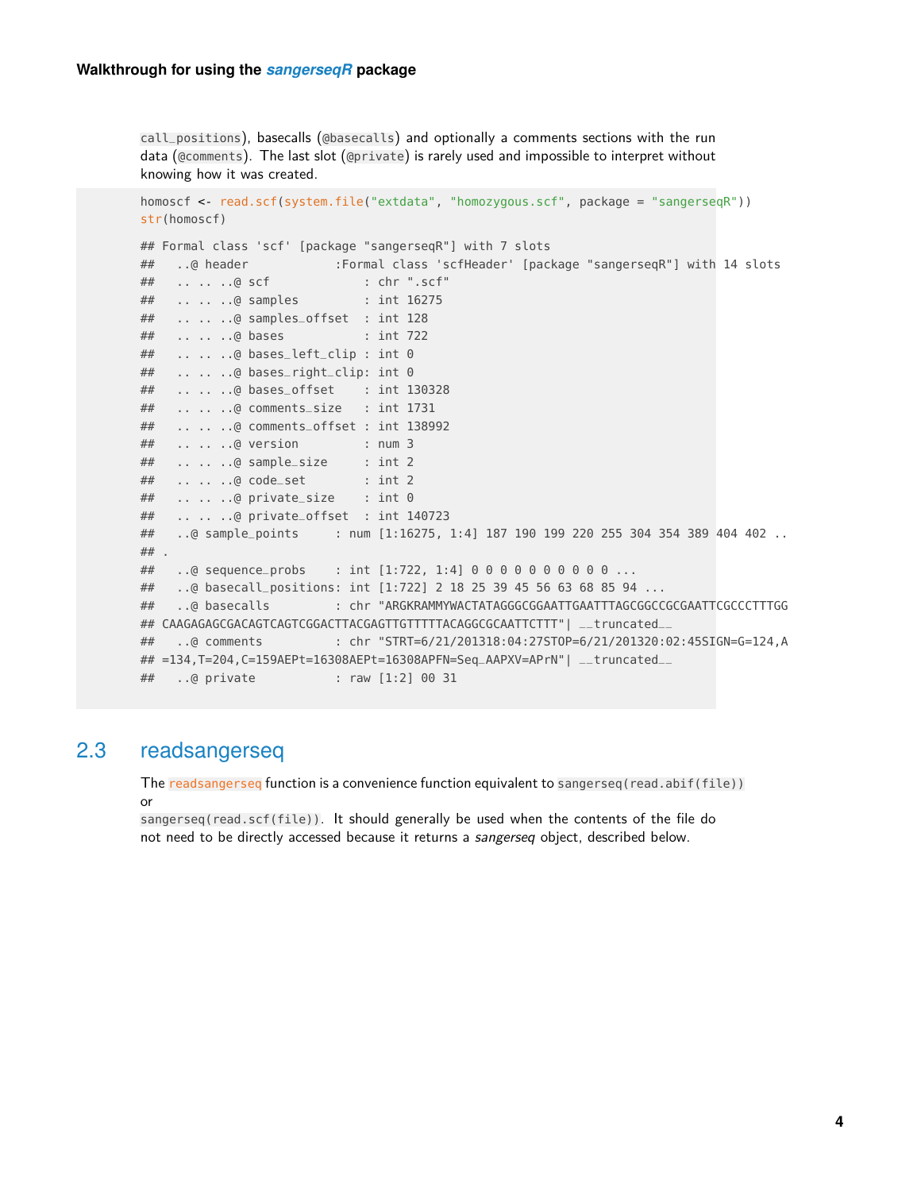call_positions), basecalls (@basecalls) and optionally a comments sections with the run data (@comments). The last slot (@private) is rarely used and impossible to interpret without knowing how it was created.

```
homoscf <- read.scf(system.file("extdata", "homozygous.scf", package = "sangerseqR"))
str(homoscf)

## Formal class 'scf' [package "sangerseqR"] with 7 slots
##   ..@ header           :Formal class 'scfHeader' [package "sangerseqR"] with 14 slots
##   .. .. ..@ scf             : chr ".scf"
##   .. .. ..@ samples         : int 16275
##   .. .. ..@ samples_offset  : int 128
##   .. .. ..@ bases           : int 722
##   .. .. ..@ bases_left_clip : int 0
##   .. .. ..@ bases_right_clip: int 0
##   .. .. ..@ bases_offset    : int 130328
##   .. .. ..@ comments_size   : int 1731
##   .. .. ..@ comments_offset : int 138992
##   .. .. ..@ version         : num 3
##   .. .. ..@ sample_size     : int 2
##   .. .. ..@ code_set        : int 2
##   .. .. ..@ private_size    : int 0
##   .. .. ..@ private_offset  : int 140723
##   ..@ sample_points     : num [1:16275, 1:4] 187 190 199 220 255 304 354 389 404 402 ..
## .
##   ..@ sequence_probs    : int [1:722, 1:4] 0 0 0 0 0 0 0 0 0 0 ...
##   ..@ basecall_positions: int [1:722] 2 18 25 39 45 56 63 68 85 94 ...
##   ..@ basecalls         : chr "ARGKRAMMYWACTATAGGGCGGAATTGAATTTAGCGGCCGCGAATTCGCCCTTTGG
## CAAGAGAGCGACAGTCAGTCGGACTTACGAGTTGTTTTTACAGGCGCAATTCTTT"| __truncated__
##   ..@ comments          : chr "STRT=6/21/201318:04:27STOP=6/21/201320:02:45SIGN=G=124,A
## =134,T=204,C=159AEPt=16308AEPt=16308APFN=Seq_AAPXV=APrN"| __truncated__
##   ..@ private           : raw [1:2] 00 31
```

## 2.3 readsangerseq

The readsangerseq function is a convenience function equivalent to sangerseq(read.abif(file)) or
sangerseq(read.scf(file)). It should generally be used when the contents of the file do not need to be directly accessed because it returns a *sangerseq* object, described below.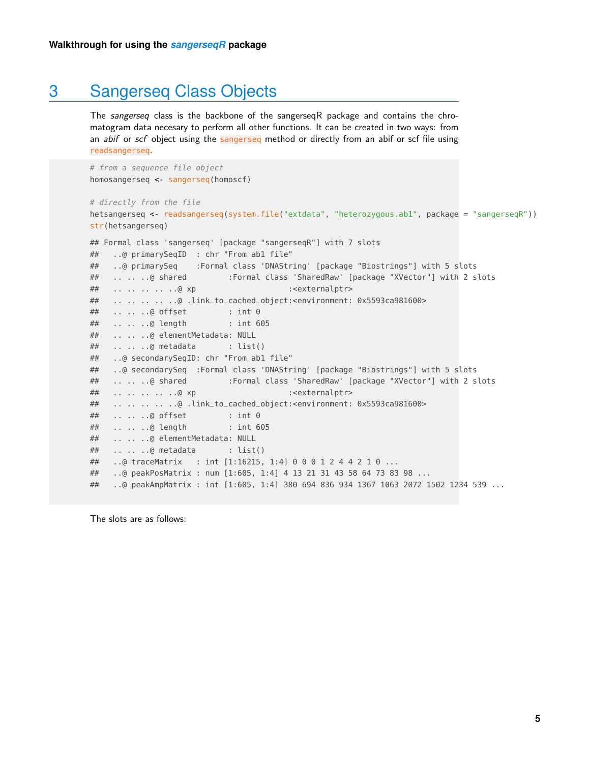# 3 Sangerseq Class Objects

The *sangerseq* class is the backbone of the sangerseqR package and contains the chromatogram data necesary to perform all other functions. It can be created in two ways: from an *abif* or *scf* object using the `sangerseq` method or directly from an abif or scf file using `readsangerseq`.

```
# from a sequence file object
homosangerseq <- sangerseq(homoscf)

# directly from the file
hetsangerseq <- readsangerseq(system.file("extdata", "heterozygous.ab1", package = "sangerseqR"))
str(hetsangerseq)

## Formal class 'sangerseq' [package "sangerseqR"] with 7 slots
##   ..@ primarySeqID  : chr "From ab1 file"
##   ..@ primarySeq    :Formal class 'DNAString' [package "Biostrings"] with 5 slots
##   .. .. ..@ shared         :Formal class 'SharedRaw' [package "XVector"] with 2 slots
##   .. .. .. .. ..@ xp                    :<externalptr>
##   .. .. .. .. ..@ .link_to_cached_object:<environment: 0x5593ca981600>
##   .. .. ..@ offset         : int 0
##   .. .. ..@ length         : int 605
##   .. .. ..@ elementMetadata: NULL
##   .. .. ..@ metadata       : list()
##   ..@ secondarySeqID: chr "From ab1 file"
##   ..@ secondarySeq  :Formal class 'DNAString' [package "Biostrings"] with 5 slots
##   .. .. ..@ shared         :Formal class 'SharedRaw' [package "XVector"] with 2 slots
##   .. .. .. .. ..@ xp                    :<externalptr>
##   .. .. .. .. ..@ .link_to_cached_object:<environment: 0x5593ca981600>
##   .. .. ..@ offset         : int 0
##   .. .. ..@ length         : int 605
##   .. .. ..@ elementMetadata: NULL
##   .. .. ..@ metadata       : list()
##   ..@ traceMatrix   : int [1:16215, 1:4] 0 0 0 1 2 4 4 2 1 0 ...
##   ..@ peakPosMatrix : num [1:605, 1:4] 4 13 21 31 43 58 64 73 83 98 ...
##   ..@ peakAmpMatrix : int [1:605, 1:4] 380 694 836 934 1367 1063 2072 1502 1234 539 ...
```

The slots are as follows: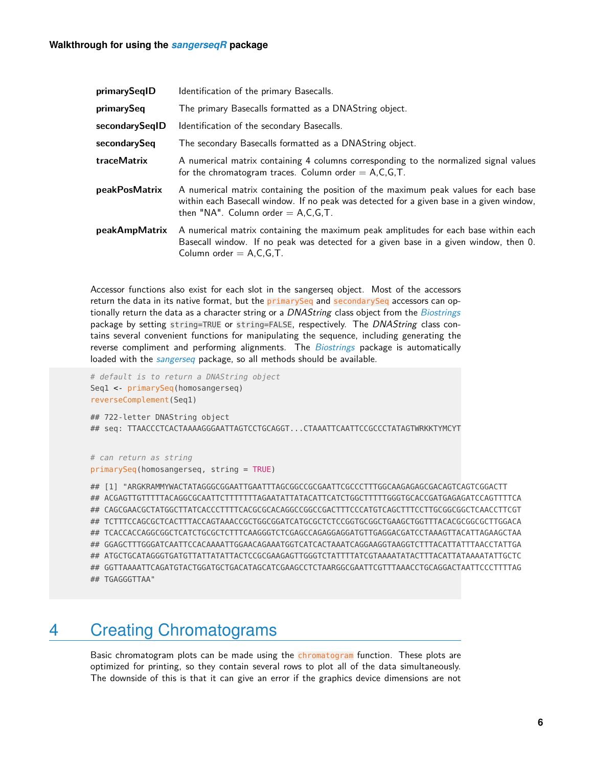| | |
|---|---|
| **primarySeqID** | Identification of the primary Basecalls. |
| **primarySeq** | The primary Basecalls formatted as a DNAString object. |
| **secondarySeqID** | Identification of the secondary Basecalls. |
| **secondarySeq** | The secondary Basecalls formatted as a DNAString object. |
| **traceMatrix** | A numerical matrix containing 4 columns corresponding to the normalized signal values for the chromatogram traces. Column order = A,C,G,T. |
| **peakPosMatrix** | A numerical matrix containing the position of the maximum peak values for each base within each Basecall window. If no peak was detected for a given base in a given window, then "NA". Column order = A,C,G,T. |
| **peakAmpMatrix** | A numerical matrix containing the maximum peak amplitudes for each base within each Basecall window. If no peak was detected for a given base in a given window, then 0. Column order = A,C,G,T. |

Accessor functions also exist for each slot in the sangerseq object. Most of the accessors return the data in its native format, but the `primarySeq` and `secondarySeq` accessors can optionally return the data as a character string or a *DNAString* class object from the *Biostrings* package by setting `string=TRUE` or `string=FALSE`, respectively. The *DNAString* class contains several convenient functions for manipulating the sequence, including generating the reverse compliment and performing alignments. The *Biostrings* package is automatically loaded with the *sangerseq* package, so all methods should be available.

```
# default is to return a DNAString object
Seq1 <- primarySeq(homosangerseq)
reverseComplement(Seq1)

## 722-letter DNAString object
## seq: TTAACCCTCACTAAAAGGGAATTAGTCCTGCAGGT...CTAAATTCAATTCCGCCCTATAGTWRKKTYMCYT


# can return as string
primarySeq(homosangerseq, string = TRUE)

## [1] "ARGKRAMMYWACTATAGGGCGGAATTGAATTTAGCGGCCGCGAATTCGCCCTTTGGCAAGAGAGCGACAGTCAGTCGGACTT
## ACGAGTTGTTTTTACAGGCGCAATTCTTTTTTTAGAATATTATACATTCATCTGGCTTTTTGGGTGCACCGATGAGAGATCCAGTTTTCA
## CAGCGAACGCTATGGCTTATCACCCTTTTCACGCGCACAGGCCGGCCGACTTTCCCATGTCAGCTTTCCTTGCGGCGGCTCAACCTTCGT
## TCTTTCCAGCGCTCACTTTACCAGTAAACCGCTGGCGGATCATGCGCTCTCCGGTGCGGCTGAAGCTGGTTTACACGCGGCGCTTGGACA
## TCACCACCAGGCGGCTCATCTGCGCTCTTTCAAGGGTCTCGAGCCAGAGGAGGATGTTGAGGACGATCCTAAAGTTACATTAGAAGCTAA
## GGAGCTTTGGGATCAATTCCACAAAATTGGAACAGAAATGGTCATCACTAAATCAGGAAGGTAAGGTCTTTACATTATTTAACCTATTGA
## ATGCTGCATAGGGTGATGTTATTATATTACTCCGCGAAGAGTTGGGTCTATTTTATCGTAAAATATACTTTACATTATAAAATATTGCTC
## GGTTAAAATTCAGATGTACTGGATGCTGACATAGCATCGAAGCCTCTAARGGCGAATTCGTTTAAACCTGCAGGACTAATTCCCTTTTAG
## TGAGGGTTAA"
```

# 4 Creating Chromatograms

Basic chromatogram plots can be made using the `chromatogram` function. These plots are optimized for printing, so they contain several rows to plot all of the data simultaneously. The downside of this is that it can give an error if the graphics device dimensions are not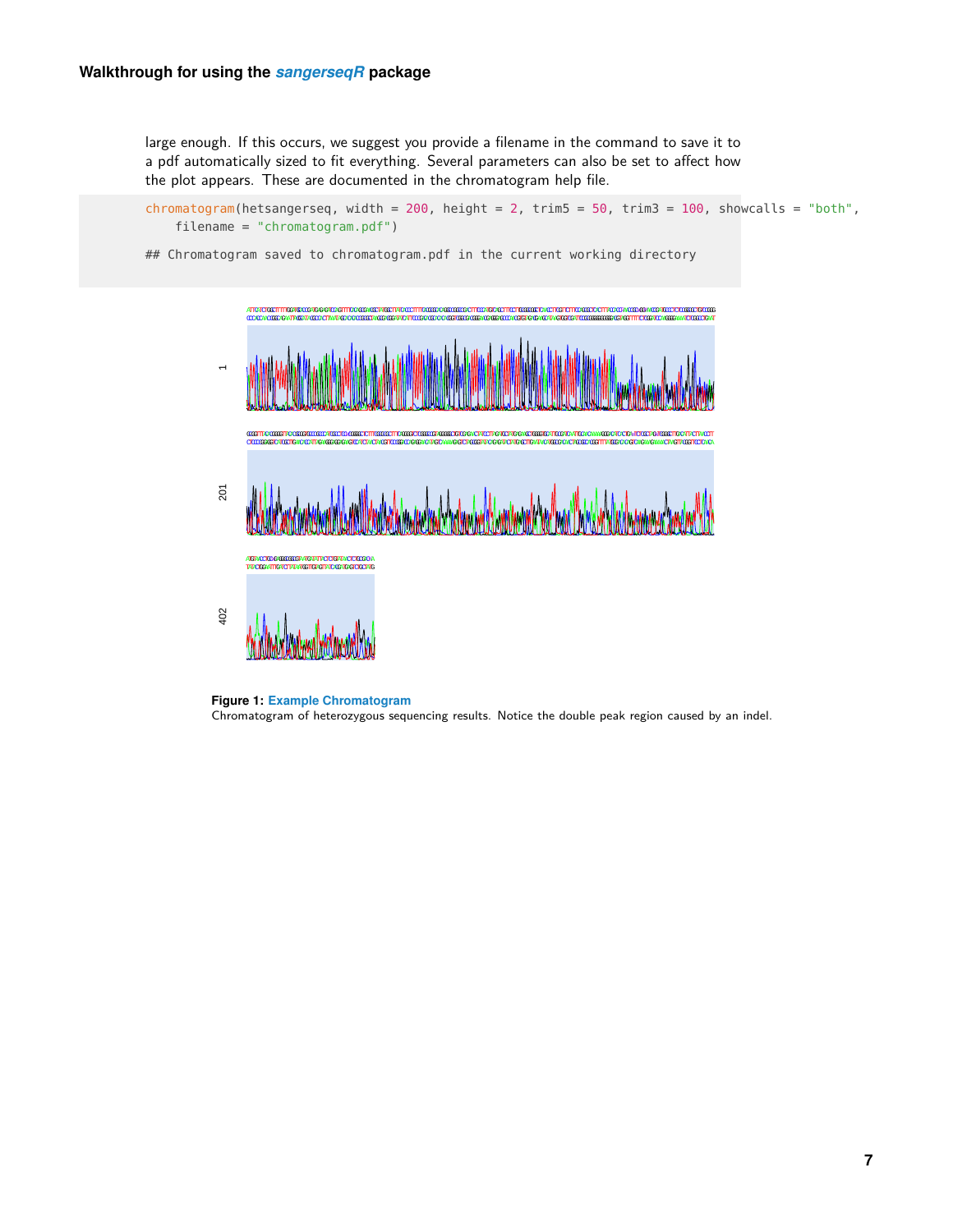large enough. If this occurs, we suggest you provide a filename in the command to save it to a pdf automatically sized to fit everything. Several parameters can also be set to affect how the plot appears. These are documented in the chromatogram help file.

```
chromatogram(hetsangerseq, width = 200, height = 2, trim5 = 50, trim3 = 100, showcalls = "both",
    filename = "chromatogram.pdf")

## Chromatogram saved to chromatogram.pdf in the current working directory
```

**Figure 1: Example Chromatogram**
Chromatogram of heterozygous sequencing results. Notice the double peak region caused by an indel.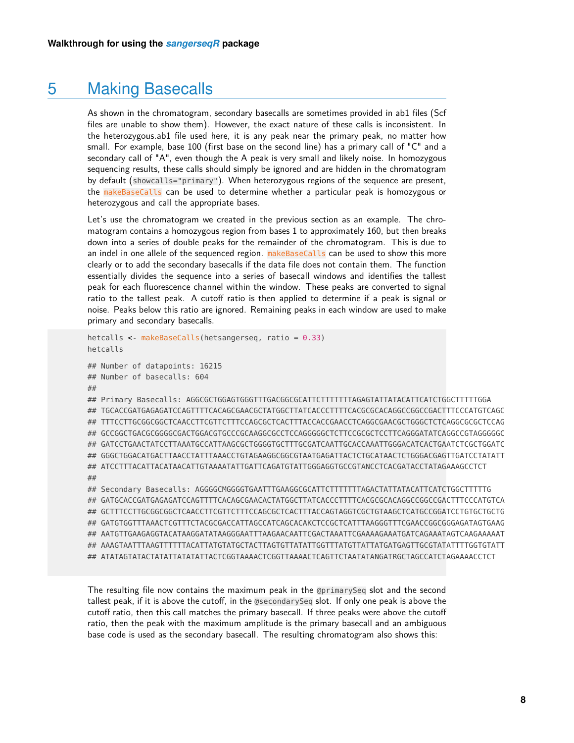# 5 Making Basecalls

As shown in the chromatogram, secondary basecalls are sometimes provided in ab1 files (Scf files are unable to show them). However, the exact nature of these calls is inconsistent. In the heterozygous.ab1 file used here, it is any peak near the primary peak, no matter how small. For example, base 100 (first base on the second line) has a primary call of "C" and a secondary call of "A", even though the A peak is very small and likely noise. In homozygous sequencing results, these calls should simply be ignored and are hidden in the chromatogram by default (`showcalls="primary"`). When heterozygous regions of the sequence are present, the `makeBaseCalls` can be used to determine whether a particular peak is homozygous or heterozygous and call the appropriate bases.

Let's use the chromatogram we created in the previous section as an example. The chromatogram contains a homozygous region from bases 1 to approximately 160, but then breaks down into a series of double peaks for the remainder of the chromatogram. This is due to an indel in one allele of the sequenced region. `makeBaseCalls` can be used to show this more clearly or to add the secondary basecalls if the data file does not contain them. The function essentially divides the sequence into a series of basecall windows and identifies the tallest peak for each fluorescence channel within the window. These peaks are converted to signal ratio to the tallest peak. A cutoff ratio is then applied to determine if a peak is signal or noise. Peaks below this ratio are ignored. Remaining peaks in each window are used to make primary and secondary basecalls.

```
hetcalls <- makeBaseCalls(hetsangerseq, ratio = 0.33)
hetcalls

## Number of datapoints: 16215
## Number of basecalls: 604
##
## Primary Basecalls: AGGCGCTGGAGTGGGTTTGACGGCGCATTCTTTTTTTAGAGTATTATACATTCATCTGGCTTTTTGGA
## TGCACCGATGAGAGATCCAGTTTTCACAGCGAACGCTATGGCTTATCACCCTTTTCACGCGCACAGGCCGGCCGACTTTCCCATGTCAGC
## TTTCCTTGCGGCGGCTCAACCTTCGTTCTTTCCAGCGCTCACTTTACCACCGAACCTCAGGCGAACGCTGGGCTCTCAGGCGCGCTCCAG
## GCCGGCTGACGCGGGGCGACTGGACGTGCCCGCAAGGCGCCTCCAGGGGGCTCTTCCGCGCTCCTTCAGGGATATCAGGCCGTAGGGGGC
## GATCCTGAACTATCCTTAAATGCCATTAAGCGCTGGGGTGCTTTGCGATCAATTGCACCAAATTGGGACATCACTGAATCTCGCTGGATC
## GGGCTGGACATGACTTAACCTATTTAAACCTGTAGAAGGCGGCGTAATGAGATTACTCTGCATAACTCTGGGACGAGTTGATCCTATATT
## ATCCTTTACATTACATAACATTGTAAAATATTGATTCAGATGTATTGGGAGGTGCCGTANCCTCACGATACCTATAGAAAGCCTCT
##
## Secondary Basecalls: AGGGGCMGGGGTGAATTTGAAGGCGCATTCTTTTTTTAGACTATTATACATTCATCTGGCTTTTTG
## GATGCACCGATGAGAGATCCAGTTTTCACAGCGAACACTATGGCTTATCACCCTTTTCACGCGCACAGGCCGGCCGACTTTCCCATGTCA
## GCTTTCCTTGCGGCGGCTCAACCTTCGTTCTTTCCAGCGCTCACTTTACCAGTAGGTCGCTGTAAGCTCATGCCGGATCCTGTGCTGCTG
## GATGTGGTTTAAACTCGTTTCTACGCGACCATTAGCCATCAGCACAKCTCCGCTCATTTAAGGGTTTCGAACCGGCGGGAGATAGTGAAG
## AATGTTGAAGAGGTACATAAGGATATAAGGGAATTTAAGAACAATTCGACTAAATTCGAAAAGAAATGATCAGAAATAGTCAAGAAAAAT
## AAAGTAATTTAAGTTTTTTACATTATGTATGCTACTTAGTGTTATATTGGTTTATGTTATTATGATGAGTTGCGTATATTTTGGTGTATT
## ATATAGTATACTATATTATATATTACTCGGTAAAACTCGGTTAAAACTCAGTTCTAATATANGATRGCTAGCCATCTAGAAAACCTCT
```

The resulting file now contains the maximum peak in the `@primarySeq` slot and the second tallest peak, if it is above the cutoff, in the `@secondarySeq` slot. If only one peak is above the cutoff ratio, then this call matches the primary basecall. If three peaks were above the cutoff ratio, then the peak with the maximum amplitude is the primary basecall and an ambiguous base code is used as the secondary basecall. The resulting chromatogram also shows this: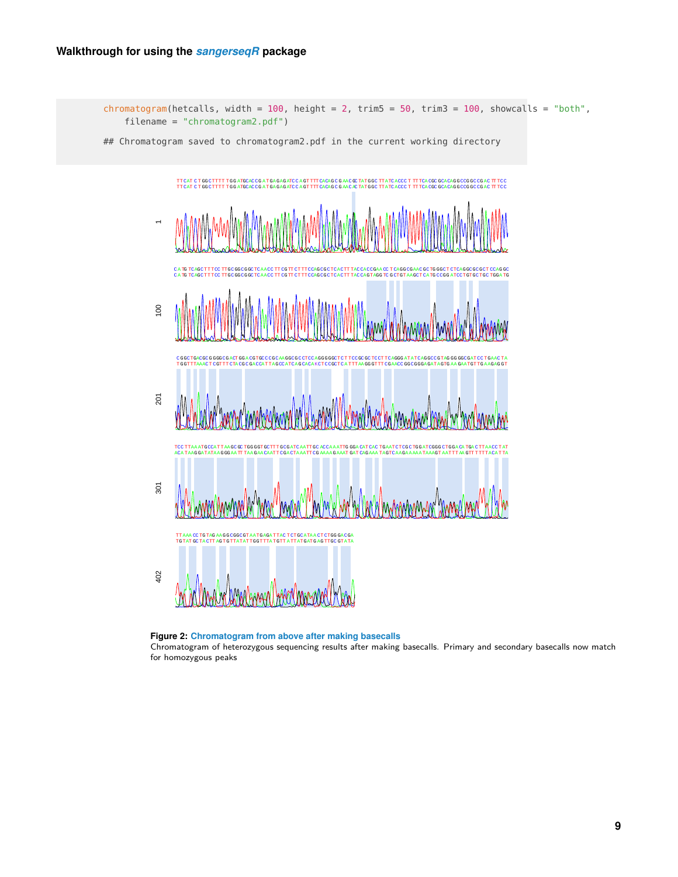```
chromatogram(hetcalls, width = 100, height = 2, trim5 = 50, trim3 = 100, showcalls = "both",
    filename = "chromatogram2.pdf")

## Chromatogram saved to chromatogram2.pdf in the current working directory
```

**Figure 2: Chromatogram from above after making basecalls**
Chromatogram of heterozygous sequencing results after making basecalls. Primary and secondary basecalls now match for homozygous peaks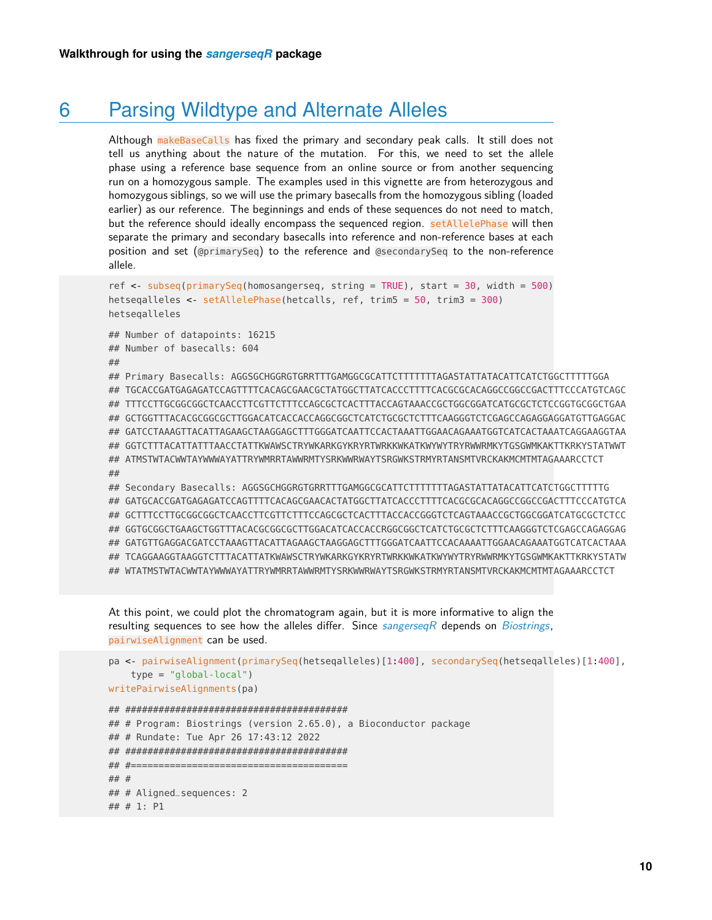## 6 Parsing Wildtype and Alternate Alleles

Although `makeBaseCalls` has fixed the primary and secondary peak calls. It still does not tell us anything about the nature of the mutation. For this, we need to set the allele phase using a reference base sequence from an online source or from another sequencing run on a homozygous sample. The examples used in this vignette are from heterozygous and homozygous siblings, so we will use the primary basecalls from the homozygous sibling (loaded earlier) as our reference. The beginnings and ends of these sequences do not need to match, but the reference should ideally encompass the sequenced region. `setAllelePhase` will then separate the primary and secondary basecalls into reference and non-reference bases at each position and set (`@primarySeq`) to the reference and `@secondarySeq` to the non-reference allele.

```
ref <- subseq(primarySeq(homosangerseq, string = TRUE), start = 30, width = 500)
hetseqalleles <- setAllelePhase(hetcalls, ref, trim5 = 50, trim3 = 300)
hetseqalleles

## Number of datapoints: 16215
## Number of basecalls: 604
##
## Primary Basecalls: AGGSGCHGGRGTGRRTTTGAMGGCGCATTCTTTTTTTAGASTATTATACATTCATCTGGCTTTTTGGA
## TGCACCGATGAGAGATCCAGTTTTCACAGCGAACGCTATGGCTTATCACCCTTTTCACGCGCACAGGCCGGCCGACTTTCCCATGTCAGC
## TTTCCTTGCGGCGGCTCAACCTTCGTTCTTTCCAGCGCTCACTTTACCAGTAAACCGCTGGCGGATCATGCGCTCTCCGGTGCGGCTGAA
## GCTGGTTTACACGCGGCGCTTGGACATCACCACCAGGCGGCTCATCTGCGCTCTTTCAAGGGTCTCGAGCCAGAGGAGGATGTTGAGGAC
## GATCCTAAAGTTACATTAGAAGCTAAGGAGCTTTGGGATCAATTCCACTAAATTGGAACAGAAATGGTCATCACTAAATCAGGAAGGTAA
## GGTCTTTACATTATTTAACCTATTKWAWSCTRYWKARKGYKRYRTWRKKWKATKWYWYTRYRWWRMKYTGSGWMKAKTTKRKYSTATWWT
## ATMSTWTACWWTAYWWWAYATTRYWMRRTAWWRMTYSRKWWRWAYTSRGWKSTRMYRTANSMTVRCKAKMCMTMTAGAAARCCTCT
##
## Secondary Basecalls: AGGSGCHGGRGTGRRTTTGAMGGCGCATTCTTTTTTTAGASTATTATACATTCATCTGGCTTTTTG
## GATGCACCGATGAGAGATCCAGTTTTCACAGCGAACACTATGGCTTATCACCCTTTTCACGCGCACAGGCCGGCCGACTTTCCCATGTCA
## GCTTTCCTTGCGGCGGCTCAACCTTCGTTCTTTCCAGCGCTCACTTTACCACCGGGTCTCAGTAAACCGCTGGCGGATCATGCGCTCTCC
## GGTGCGGCTGAAGCTGGTTTACACGCGGCGCTTGGACATCACCACCRGGCGGCTCATCTGCGCTCTTTCAAGGGTCTCGAGCCAGAGGAG
## GATGTTGAGGACGATCCTAAAGTTACATTAGAAGCTAAGGAGCTTTGGGATCAATTCCACAAAATTGGAACAGAAATGGTCATCACTAAA
## TCAGGAAGGTAAGGTCTTTACATTATKWAWSCTRYWKARKGYKRYRTWRKKWKATKWYWYTRYRWWRMKYTGSGWMKAKTTKRKYSTATW
## WTATMSTWTACWWTAYWWWAYATTRYWMRRTAWWRMTYSRKWWRWAYTSRGWKSTRMYRTANSMTVRCKAKMCMTMTAGAAARCCTCT
```

At this point, we could plot the chromatogram again, but it is more informative to align the resulting sequences to see how the alleles differ. Since *sangerseqR* depends on *Biostrings*, `pairwiseAlignment` can be used.

```
pa <- pairwiseAlignment(primarySeq(hetseqalleles)[1:400], secondarySeq(hetseqalleles)[1:400],
    type = "global-local")
writePairwiseAlignments(pa)

## ########################################
## # Program: Biostrings (version 2.65.0), a Bioconductor package
## # Rundate: Tue Apr 26 17:43:12 2022
## ########################################
## #=======================================
## #
## # Aligned_sequences: 2
## # 1: P1
```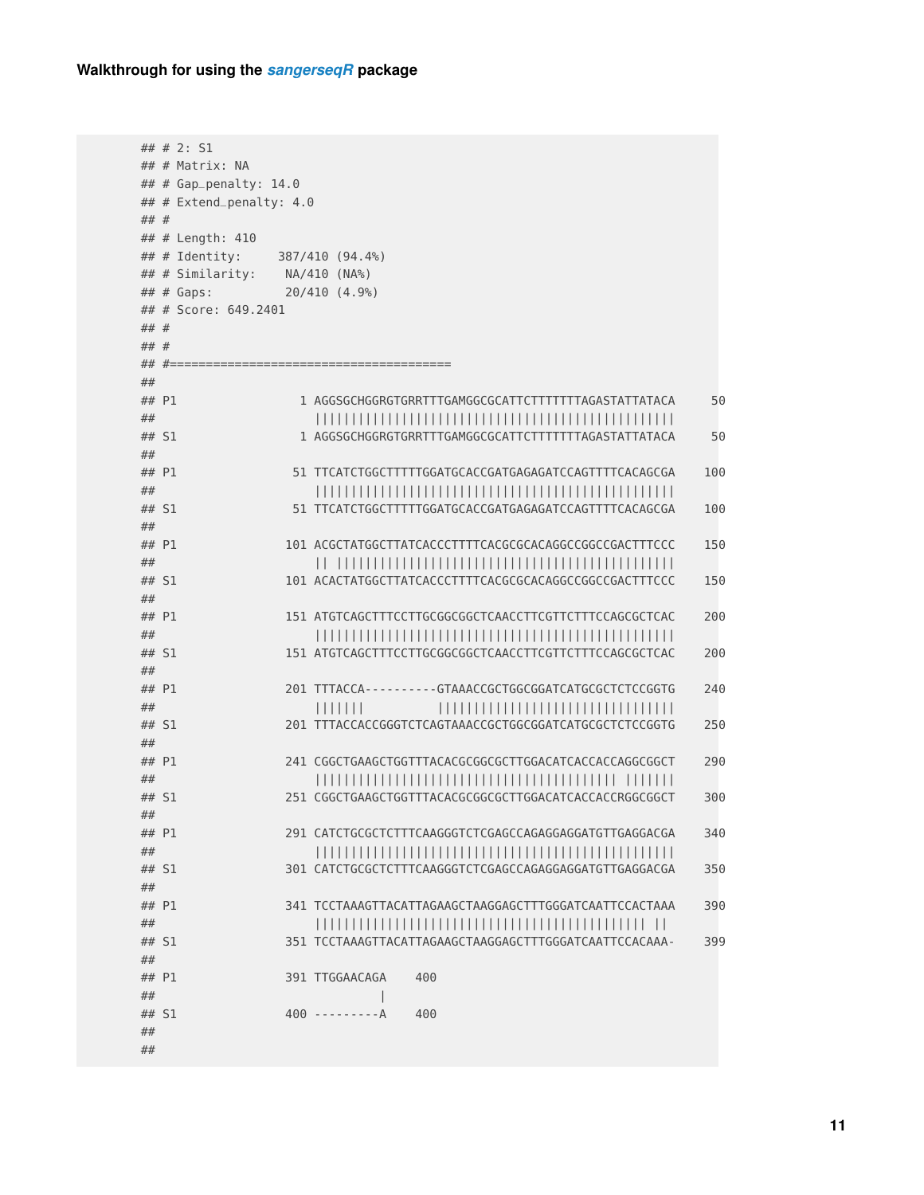```
## # 2: S1
## # Matrix: NA
## # Gap_penalty: 14.0
## # Extend_penalty: 4.0
## #
## # Length: 410
## # Identity:     387/410 (94.4%)
## # Similarity:    NA/410 (NA%)
## # Gaps:          20/410 (4.9%)
## # Score: 649.2401
## #
## #
## #=======================================
##
## P1                 1 AGGSGCHGGRGTGRRTTTGAMGGCGCATTCTTTTTTTAGASTATTATACA     50
##                      ||||||||||||||||||||||||||||||||||||||||||||||||||
## S1                 1 AGGSGCHGGRGTGRRTTTGAMGGCGCATTCTTTTTTTAGASTATTATACA     50
##
## P1                51 TTCATCTGGCTTTTTGGATGCACCGATGAGAGATCCAGTTTTCACAGCGA    100
##                      ||||||||||||||||||||||||||||||||||||||||||||||||||
## S1                51 TTCATCTGGCTTTTTGGATGCACCGATGAGAGATCCAGTTTTCACAGCGA    100
##
## P1               101 ACGCTATGGCTTATCACCCTTTTCACGCGCACAGGCCGGCCGACTTTCCC    150
##                      || |||||||||||||||||||||||||||||||||||||||||||||||
## S1               101 ACACTATGGCTTATCACCCTTTTCACGCGCACAGGCCGGCCGACTTTCCC    150
##
## P1               151 ATGTCAGCTTTCCTTGCGGCGGCTCAACCTTCGTTCTTTCCAGCGCTCAC    200
##                      ||||||||||||||||||||||||||||||||||||||||||||||||||
## S1               151 ATGTCAGCTTTCCTTGCGGCGGCTCAACCTTCGTTCTTTCCAGCGCTCAC    200
##
## P1               201 TTTACCA----------GTAAACCGCTGGCGGATCATGCGCTCTCCGGTG    240
##                      |||||||          |||||||||||||||||||||||||||||||||
## S1               201 TTTACCACCGGGTCTCAGTAAACCGCTGGCGGATCATGCGCTCTCCGGTG    250
##
## P1               241 CGGCTGAAGCTGGTTTACACGCGGCGCTTGGACATCACCACCAGGCGGCT    290
##                      ||||||||||||||||||||||||||||||||||||||||||| |||||||
## S1               251 CGGCTGAAGCTGGTTTACACGCGGCGCTTGGACATCACCACCRGGCGGCT    300
##
## P1               291 CATCTGCGCTCTTTCAAGGGTCTCGAGCCAGAGGAGGATGTTGAGGACGA    340
##                      ||||||||||||||||||||||||||||||||||||||||||||||||||
## S1               301 CATCTGCGCTCTTTCAAGGGTCTCGAGCCAGAGGAGGATGTTGAGGACGA    350
##
## P1               341 TCCTAAAGTTACATTAGAAGCTAAGGAGCTTTGGGATCAATTCCACTAAA    390
##                      |||||||||||||||||||||||||||||||||||||||||||||| ||
## S1               351 TCCTAAAGTTACATTAGAAGCTAAGGAGCTTTGGGATCAATTCCACAAA-    399
##
## P1               391 TTGGAACAGA    400
##                               |
## S1               400 ---------A    400
##
##
```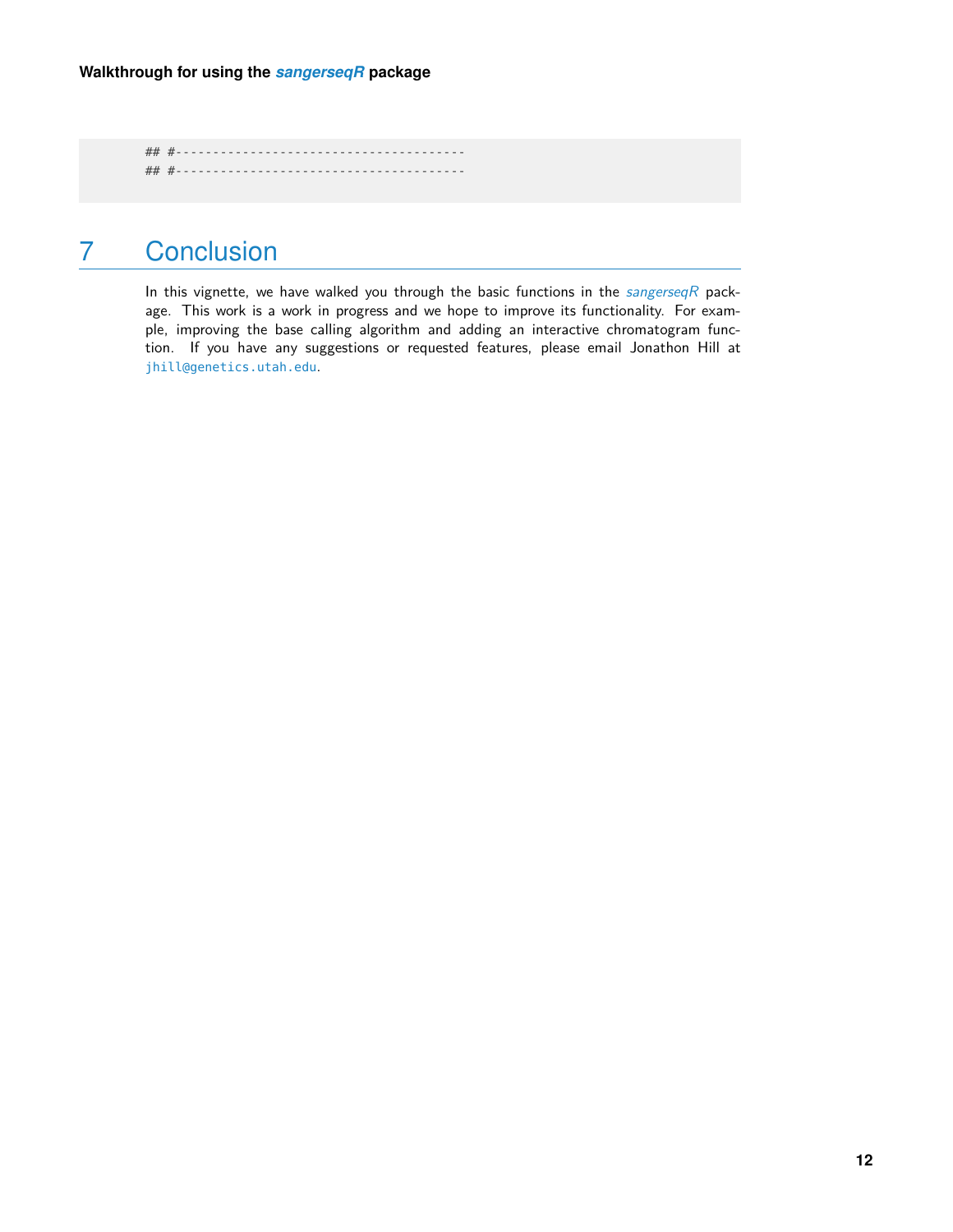```
## #-----------------------------------------
## #-----------------------------------------
```

# 7 Conclusion

In this vignette, we have walked you through the basic functions in the *sangerseqR* package. This work is a work in progress and we hope to improve its functionality. For example, improving the base calling algorithm and adding an interactive chromatogram function. If you have any suggestions or requested features, please email Jonathon Hill at jhill@genetics.utah.edu.